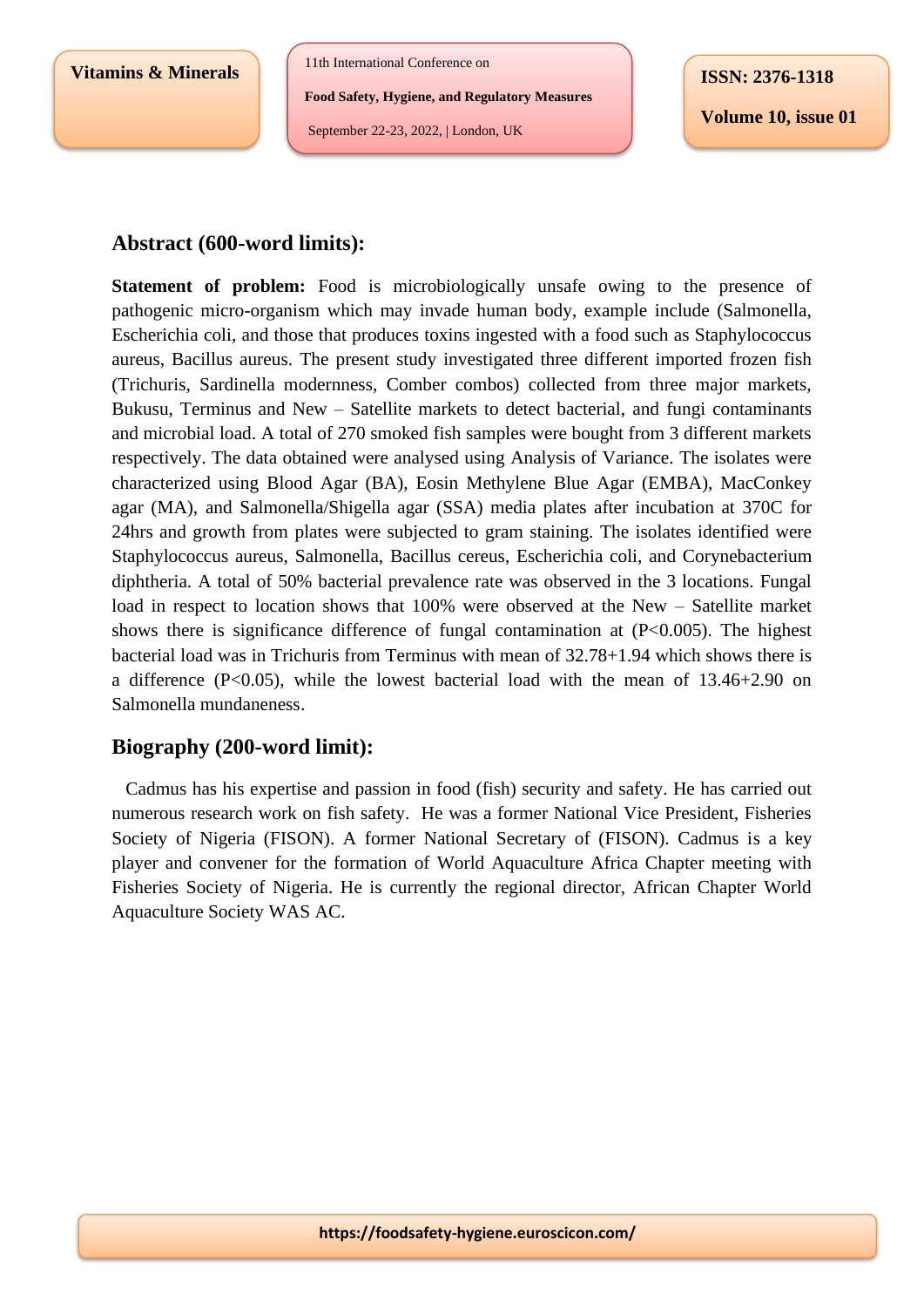## Abstract (600-word limits):

**Statement of problem:** Food is microbiologically unsafe owing to the presence of pathogenic micro-organism which may invade human body, example include (Salmonella, Escherichia coli, and those that produces toxins ingested with a food such as Staphylococcus aureus, Bacillus aureus. The present study investigated three different imported frozen fish (Trichuris, Sardinella modernness, Comber combos) collected from three major markets, Bukusu, Terminus and New – Satellite markets to detect bacterial, and fungi contaminants and microbial load. A total of 270 smoked fish samples were bought from 3 different markets respectively. The data obtained were analysed using Analysis of Variance. The isolates were characterized using Blood Agar (BA), Eosin Methylene Blue Agar (EMBA), MacConkey agar (MA), and Salmonella/Shigella agar (SSA) media plates after incubation at 370C for 24hrs and growth from plates were subjected to gram staining. The isolates identified were Staphylococcus aureus, Salmonella, Bacillus cereus, Escherichia coli, and Corynebacterium diphtheria. A total of 50% bacterial prevalence rate was observed in the 3 locations. Fungal load in respect to location shows that 100% were observed at the New – Satellite market shows there is significance difference of fungal contamination at ($P<0.005$). The highest bacterial load was in Trichuris from Terminus with mean of 32.78+1.94 which shows there is a difference ($P<0.05$), while the lowest bacterial load with the mean of 13.46+2.90 on Salmonella mundaneness.

## Biography (200-word limit):

Cadmus has his expertise and passion in food (fish) security and safety. He has carried out numerous research work on fish safety. He was a former National Vice President, Fisheries Society of Nigeria (FISON). A former National Secretary of (FISON). Cadmus is a key player and convener for the formation of World Aquaculture Africa Chapter meeting with Fisheries Society of Nigeria. He is currently the regional director, African Chapter World Aquaculture Society WAS AC.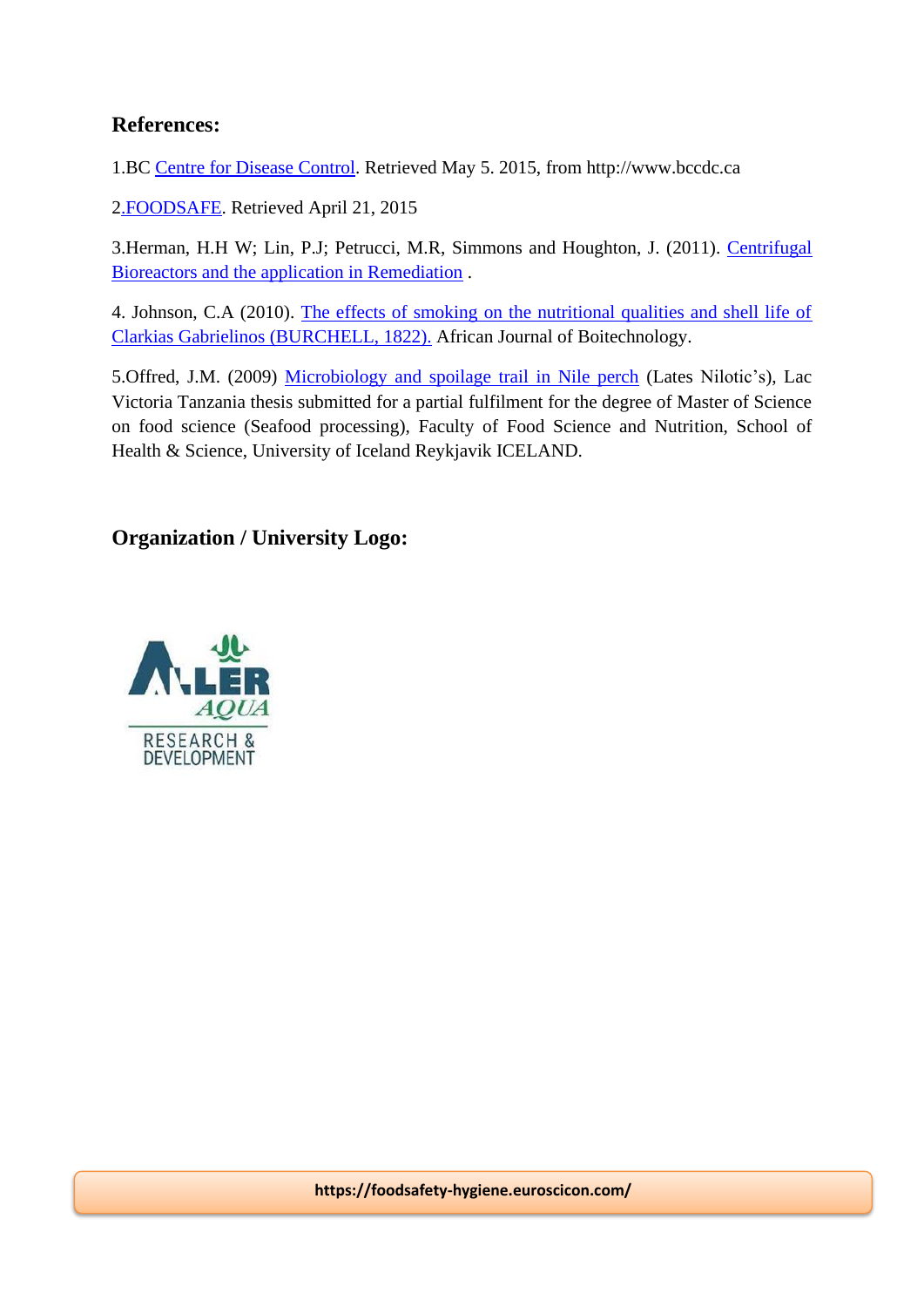## References:

1.BC Centre for Disease Control. Retrieved May 5. 2015, from http://www.bccdc.ca

2.FOODSAFE. Retrieved April 21, 2015

3.Herman, H.H W; Lin, P.J; Petrucci, M.R, Simmons and Houghton, J. (2011). Centrifugal Bioreactors and the application in Remediation .

4. Johnson, C.A (2010). The effects of smoking on the nutritional qualities and shell life of Clarkias Gabrielinos (BURCHELL, 1822). African Journal of Boitechnology.

5.Offred, J.M. (2009) Microbiology and spoilage trail in Nile perch (Lates Nilotic's), Lac Victoria Tanzania thesis submitted for a partial fulfilment for the degree of Master of Science on food science (Seafood processing), Faculty of Food Science and Nutrition, School of Health & Science, University of Iceland Reykjavik ICELAND.

## Organization / University Logo:

ALLER AQUA
RESEARCH & DEVELOPMENT

https://foodsafety-hygiene.euroscicon.com/